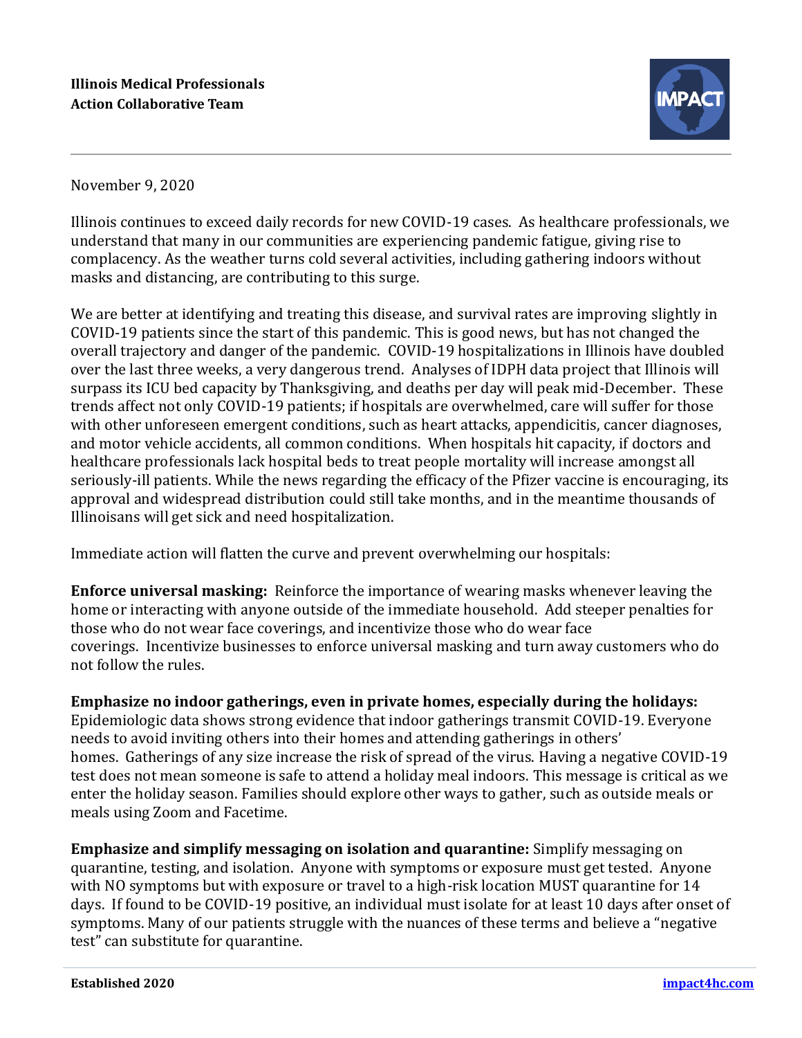**Illinois Medical Professionals**
**Action Collaborative Team**

November 9, 2020

Illinois continues to exceed daily records for new COVID-19 cases. As healthcare professionals, we understand that many in our communities are experiencing pandemic fatigue, giving rise to complacency. As the weather turns cold several activities, including gathering indoors without masks and distancing, are contributing to this surge.

We are better at identifying and treating this disease, and survival rates are improving slightly in COVID-19 patients since the start of this pandemic. This is good news, but has not changed the overall trajectory and danger of the pandemic. COVID-19 hospitalizations in Illinois have doubled over the last three weeks, a very dangerous trend. Analyses of IDPH data project that Illinois will surpass its ICU bed capacity by Thanksgiving, and deaths per day will peak mid-December. These trends affect not only COVID-19 patients; if hospitals are overwhelmed, care will suffer for those with other unforeseen emergent conditions, such as heart attacks, appendicitis, cancer diagnoses, and motor vehicle accidents, all common conditions. When hospitals hit capacity, if doctors and healthcare professionals lack hospital beds to treat people mortality will increase amongst all seriously-ill patients. While the news regarding the efficacy of the Pfizer vaccine is encouraging, its approval and widespread distribution could still take months, and in the meantime thousands of Illinoisans will get sick and need hospitalization.

Immediate action will flatten the curve and prevent overwhelming our hospitals:

**Enforce universal masking:** Reinforce the importance of wearing masks whenever leaving the home or interacting with anyone outside of the immediate household. Add steeper penalties for those who do not wear face coverings, and incentivize those who do wear face coverings. Incentivize businesses to enforce universal masking and turn away customers who do not follow the rules.

**Emphasize no indoor gatherings, even in private homes, especially during the holidays:** Epidemiologic data shows strong evidence that indoor gatherings transmit COVID-19. Everyone needs to avoid inviting others into their homes and attending gatherings in others' homes. Gatherings of any size increase the risk of spread of the virus. Having a negative COVID-19 test does not mean someone is safe to attend a holiday meal indoors. This message is critical as we enter the holiday season. Families should explore other ways to gather, such as outside meals or meals using Zoom and Facetime.

**Emphasize and simplify messaging on isolation and quarantine:** Simplify messaging on quarantine, testing, and isolation. Anyone with symptoms or exposure must get tested. Anyone with NO symptoms but with exposure or travel to a high-risk location MUST quarantine for 14 days. If found to be COVID-19 positive, an individual must isolate for at least 10 days after onset of symptoms. Many of our patients struggle with the nuances of these terms and believe a "negative test" can substitute for quarantine.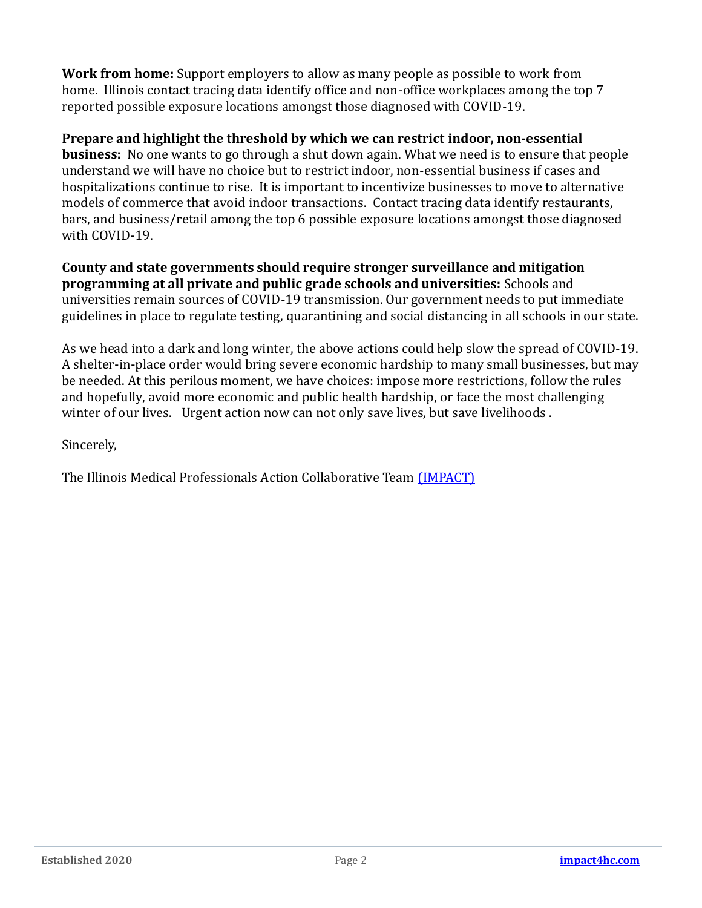**Work from home:** Support employers to allow as many people as possible to work from home. Illinois contact tracing data identify office and non-office workplaces among the top 7 reported possible exposure locations amongst those diagnosed with COVID-19.

**Prepare and highlight the threshold by which we can restrict indoor, non-essential business:** No one wants to go through a shut down again. What we need is to ensure that people understand we will have no choice but to restrict indoor, non-essential business if cases and hospitalizations continue to rise. It is important to incentivize businesses to move to alternative models of commerce that avoid indoor transactions. Contact tracing data identify restaurants, bars, and business/retail among the top 6 possible exposure locations amongst those diagnosed with COVID-19.

**County and state governments should require stronger surveillance and mitigation programming at all private and public grade schools and universities:** Schools and universities remain sources of COVID-19 transmission. Our government needs to put immediate guidelines in place to regulate testing, quarantining and social distancing in all schools in our state.

As we head into a dark and long winter, the above actions could help slow the spread of COVID-19. A shelter-in-place order would bring severe economic hardship to many small businesses, but may be needed. At this perilous moment, we have choices: impose more restrictions, follow the rules and hopefully, avoid more economic and public health hardship, or face the most challenging winter of our lives. Urgent action now can not only save lives, but save livelihoods .

Sincerely,

The Illinois Medical Professionals Action Collaborative Team (IMPACT)